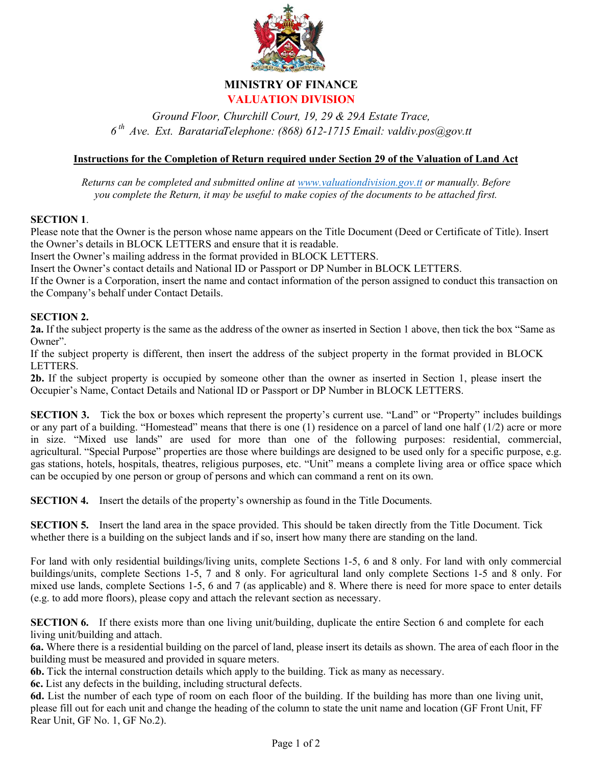# MINISTRY OF FINANCE

## VALUATION DIVISION

*Ground Floor, Churchill Court, 19, 29 & 29A Estate Trace,*
*6th Ave. Ext. BaratariaTelephone: (868) 612-1715 Email: valdiv.pos@gov.tt*

**Instructions for the Completion of Return required under Section 29 of the Valuation of Land Act**

*Returns can be completed and submitted online at www.valuationdivision.gov.tt or manually. Before you complete the Return, it may be useful to make copies of the documents to be attached first.*

**SECTION 1**.
Please note that the Owner is the person whose name appears on the Title Document (Deed or Certificate of Title). Insert the Owner's details in BLOCK LETTERS and ensure that it is readable.
Insert the Owner's mailing address in the format provided in BLOCK LETTERS.
Insert the Owner's contact details and National ID or Passport or DP Number in BLOCK LETTERS.
If the Owner is a Corporation, insert the name and contact information of the person assigned to conduct this transaction on the Company's behalf under Contact Details.

**SECTION 2.**
**2a.** If the subject property is the same as the address of the owner as inserted in Section 1 above, then tick the box "Same as Owner".
If the subject property is different, then insert the address of the subject property in the format provided in BLOCK LETTERS.
**2b.** If the subject property is occupied by someone other than the owner as inserted in Section 1, please insert the Occupier's Name, Contact Details and National ID or Passport or DP Number in BLOCK LETTERS.

**SECTION 3.** Tick the box or boxes which represent the property's current use. "Land" or "Property" includes buildings or any part of a building. "Homestead" means that there is one (1) residence on a parcel of land one half (1/2) acre or more in size. "Mixed use lands" are used for more than one of the following purposes: residential, commercial, agricultural. "Special Purpose" properties are those where buildings are designed to be used only for a specific purpose, e.g. gas stations, hotels, hospitals, theatres, religious purposes, etc. "Unit" means a complete living area or office space which can be occupied by one person or group of persons and which can command a rent on its own.

**SECTION 4.** Insert the details of the property's ownership as found in the Title Documents.

**SECTION 5.** Insert the land area in the space provided. This should be taken directly from the Title Document. Tick whether there is a building on the subject lands and if so, insert how many there are standing on the land.

For land with only residential buildings/living units, complete Sections 1-5, 6 and 8 only. For land with only commercial buildings/units, complete Sections 1-5, 7 and 8 only. For agricultural land only complete Sections 1-5 and 8 only. For mixed use lands, complete Sections 1-5, 6 and 7 (as applicable) and 8. Where there is need for more space to enter details (e.g. to add more floors), please copy and attach the relevant section as necessary.

**SECTION 6.** If there exists more than one living unit/building, duplicate the entire Section 6 and complete for each living unit/building and attach.
**6a.** Where there is a residential building on the parcel of land, please insert its details as shown. The area of each floor in the building must be measured and provided in square meters.
**6b.** Tick the internal construction details which apply to the building. Tick as many as necessary.
**6c.** List any defects in the building, including structural defects.
**6d.** List the number of each type of room on each floor of the building. If the building has more than one living unit, please fill out for each unit and change the heading of the column to state the unit name and location (GF Front Unit, FF Rear Unit, GF No. 1, GF No.2).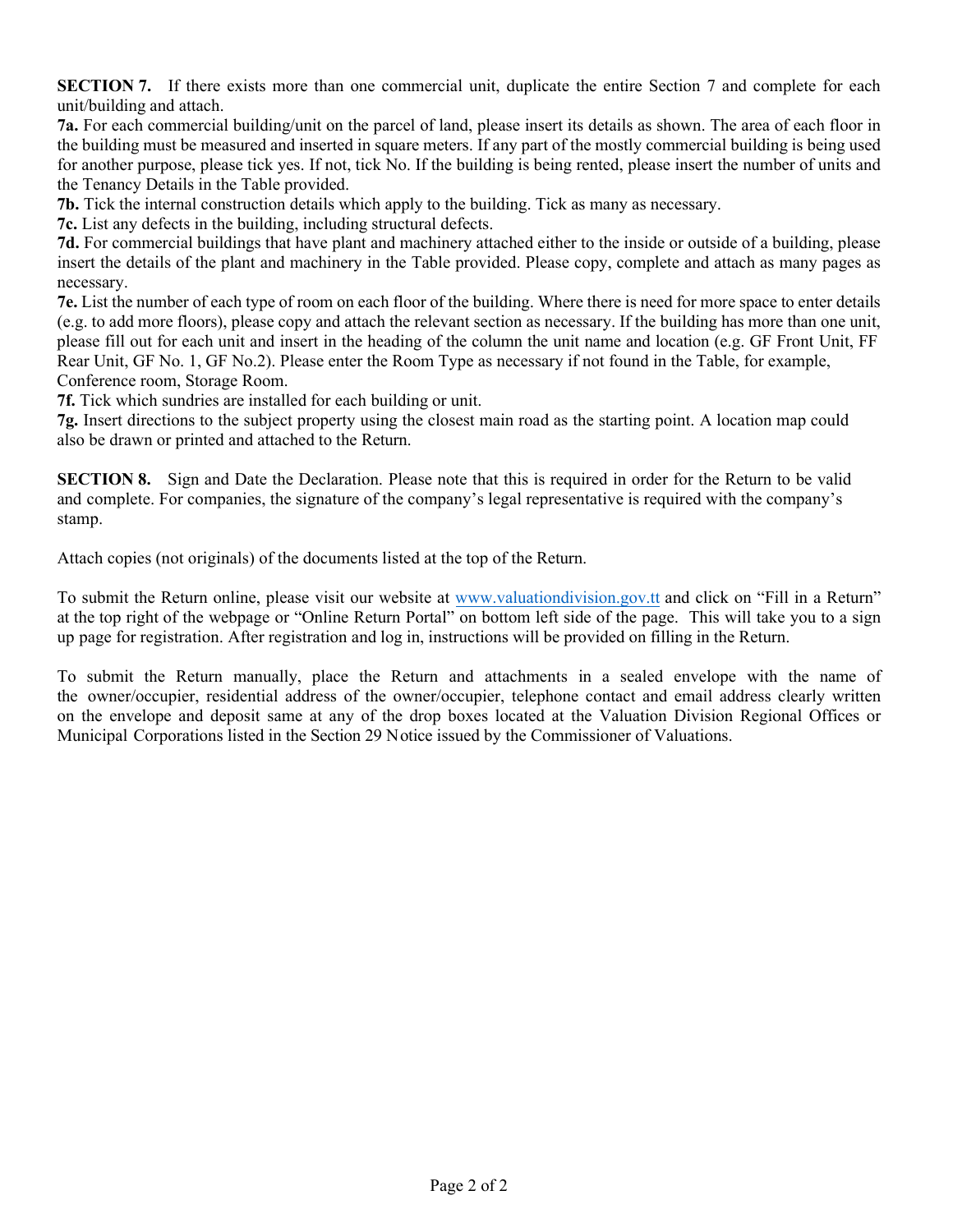**SECTION 7.** If there exists more than one commercial unit, duplicate the entire Section 7 and complete for each unit/building and attach.

**7a.** For each commercial building/unit on the parcel of land, please insert its details as shown. The area of each floor in the building must be measured and inserted in square meters. If any part of the mostly commercial building is being used for another purpose, please tick yes. If not, tick No. If the building is being rented, please insert the number of units and the Tenancy Details in the Table provided.

**7b.** Tick the internal construction details which apply to the building. Tick as many as necessary.

**7c.** List any defects in the building, including structural defects.

**7d.** For commercial buildings that have plant and machinery attached either to the inside or outside of a building, please insert the details of the plant and machinery in the Table provided. Please copy, complete and attach as many pages as necessary.

**7e.** List the number of each type of room on each floor of the building. Where there is need for more space to enter details (e.g. to add more floors), please copy and attach the relevant section as necessary. If the building has more than one unit, please fill out for each unit and insert in the heading of the column the unit name and location (e.g. GF Front Unit, FF Rear Unit, GF No. 1, GF No.2). Please enter the Room Type as necessary if not found in the Table, for example, Conference room, Storage Room.

**7f.** Tick which sundries are installed for each building or unit.

**7g.** Insert directions to the subject property using the closest main road as the starting point. A location map could also be drawn or printed and attached to the Return.

**SECTION 8.** Sign and Date the Declaration. Please note that this is required in order for the Return to be valid and complete. For companies, the signature of the company's legal representative is required with the company's stamp.

Attach copies (not originals) of the documents listed at the top of the Return.

To submit the Return online, please visit our website at www.valuationdivision.gov.tt and click on "Fill in a Return" at the top right of the webpage or "Online Return Portal" on bottom left side of the page. This will take you to a sign up page for registration. After registration and log in, instructions will be provided on filling in the Return.

To submit the Return manually, place the Return and attachments in a sealed envelope with the name of the owner/occupier, residential address of the owner/occupier, telephone contact and email address clearly written on the envelope and deposit same at any of the drop boxes located at the Valuation Division Regional Offices or Municipal Corporations listed in the Section 29 Notice issued by the Commissioner of Valuations.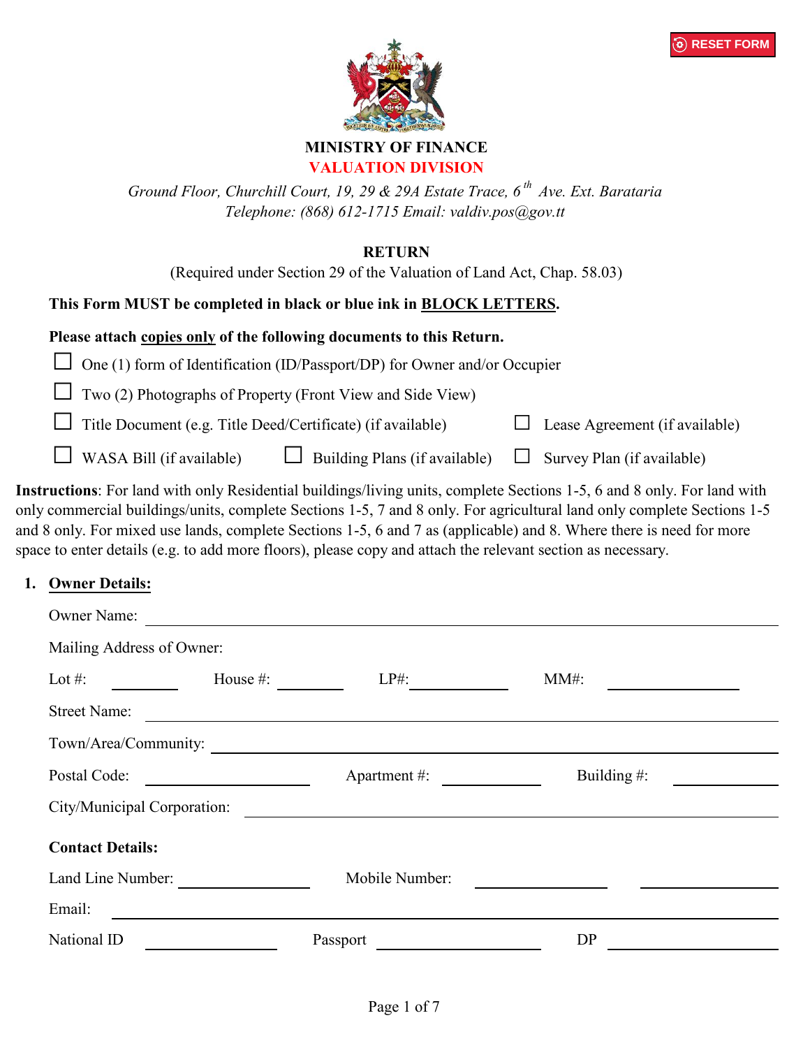RESET FORM

**MINISTRY OF FINANCE**

**VALUATION DIVISION**

*Ground Floor, Churchill Court, 19, 29 & 29A Estate Trace, 6th Ave. Ext. Barataria*
*Telephone: (868) 612-1715 Email: valdiv.pos@gov.tt*

**RETURN**

(Required under Section 29 of the Valuation of Land Act, Chap. 58.03)

**This Form MUST be completed in black or blue ink in BLOCK LETTERS.**

**Please attach copies only of the following documents to this Return.**

- ☐ One (1) form of Identification (ID/Passport/DP) for Owner and/or Occupier
- ☐ Two (2) Photographs of Property (Front View and Side View)
- ☐ Title Document (e.g. Title Deed/Certificate) (if available)
- ☐ Lease Agreement (if available)
- ☐ WASA Bill (if available)
- ☐ Building Plans (if available)
- ☐ Survey Plan (if available)

**Instructions**: For land with only Residential buildings/living units, complete Sections 1-5, 6 and 8 only. For land with only commercial buildings/units, complete Sections 1-5, 7 and 8 only. For agricultural land only complete Sections 1-5 and 8 only. For mixed use lands, complete Sections 1-5, 6 and 7 as (applicable) and 8. Where there is need for more space to enter details (e.g. to add more floors), please copy and attach the relevant section as necessary.

## 1. Owner Details:

Owner Name: ______________________________

Mailing Address of Owner:

Lot #: ________ House #: ________ LP#: ________ MM#: ________

Street Name: ______________________________

Town/Area/Community: ______________________________

Postal Code: ________ Apartment #: ________ Building #: ________

City/Municipal Corporation: ______________________________

**Contact Details:**

Land Line Number: ________ Mobile Number: ________ ________

Email: ______________________________

National ID ________ Passport ________ DP ________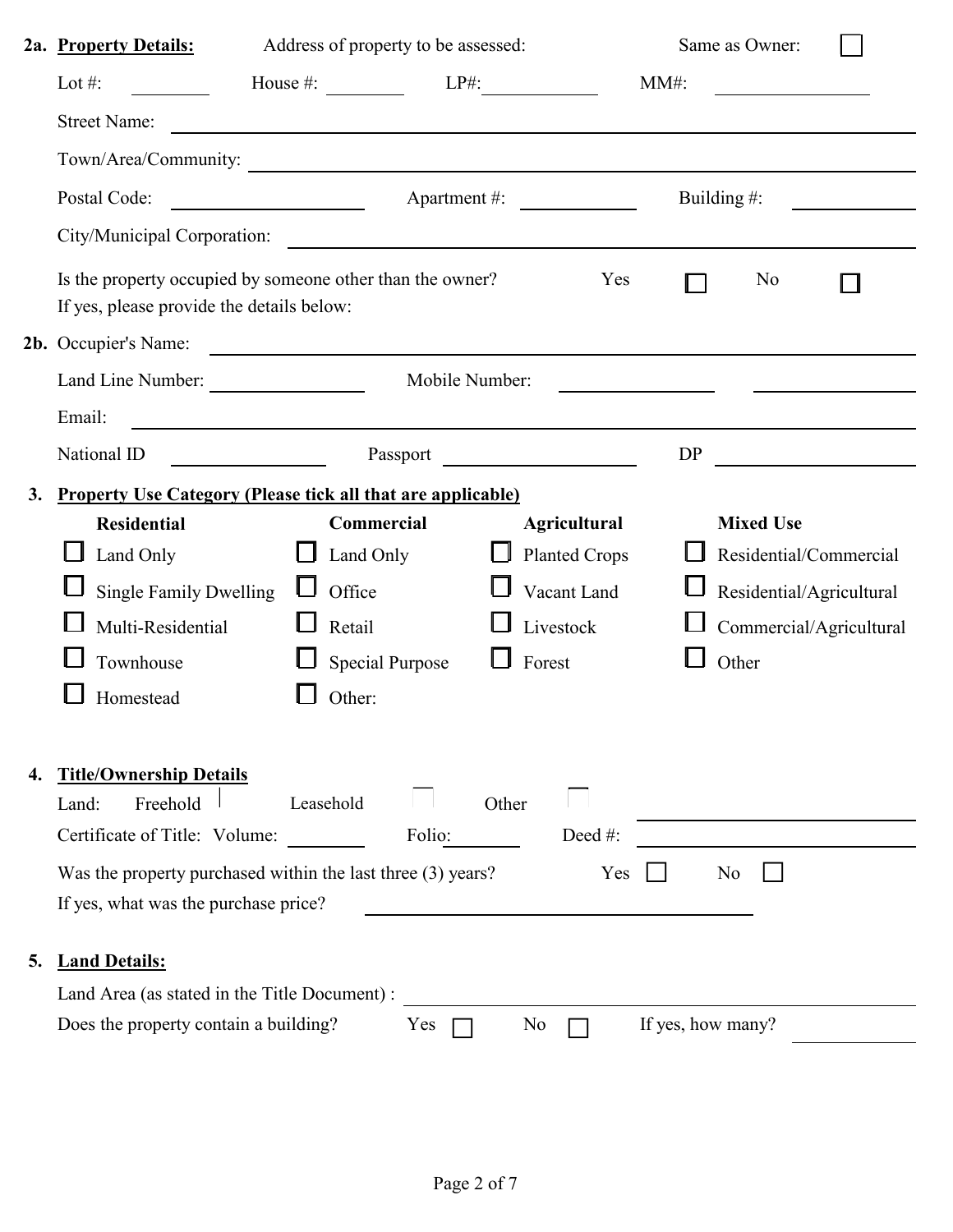**2a. Property Details:** Address of property to be assessed: Same as Owner: ☐

Lot #: ________ House #: ________ LP#: ____________ MM#: ________________

Street Name: ________________________________________________

Town/Area/Community: ________________________________________________

Postal Code: ____________________ Apartment #: ____________ Building #: ____________

City/Municipal Corporation: ________________________________________________

Is the property occupied by someone other than the owner? Yes ☐ No ☐

If yes, please provide the details below:

**2b.** Occupier's Name: ________________________________________________

Land Line Number: ________________ Mobile Number: ________________ ________________

Email: ________________________________________________

National ID ________________ Passport ____________________ DP ____________________

**3. Property Use Category (Please tick all that are applicable)**

| Residential | Commercial | Agricultural | Mixed Use |
|---|---|---|---|
| ☐ Land Only | ☐ Land Only | ☐ Planted Crops | ☐ Residential/Commercial |
| ☐ Single Family Dwelling | ☐ Office | ☐ Vacant Land | ☐ Residential/Agricultural |
| ☐ Multi-Residential | ☐ Retail | ☐ Livestock | ☐ Commercial/Agricultural |
| ☐ Townhouse | ☐ Special Purpose | ☐ Forest | ☐ Other |
| ☐ Homestead | ☐ Other: | | |

**4. Title/Ownership Details**

Land: Freehold ☐ Leasehold ☐ Other ☐ ________________________

Certificate of Title: Volume: ________ Folio: ________ Deed #: ________________________

Was the property purchased within the last three (3) years? Yes ☐ No ☐

If yes, what was the purchase price? ________________________________

**5. Land Details:**

Land Area (as stated in the Title Document) : ________________________________

Does the property contain a building? Yes ☐ No ☐ If yes, how many? ____________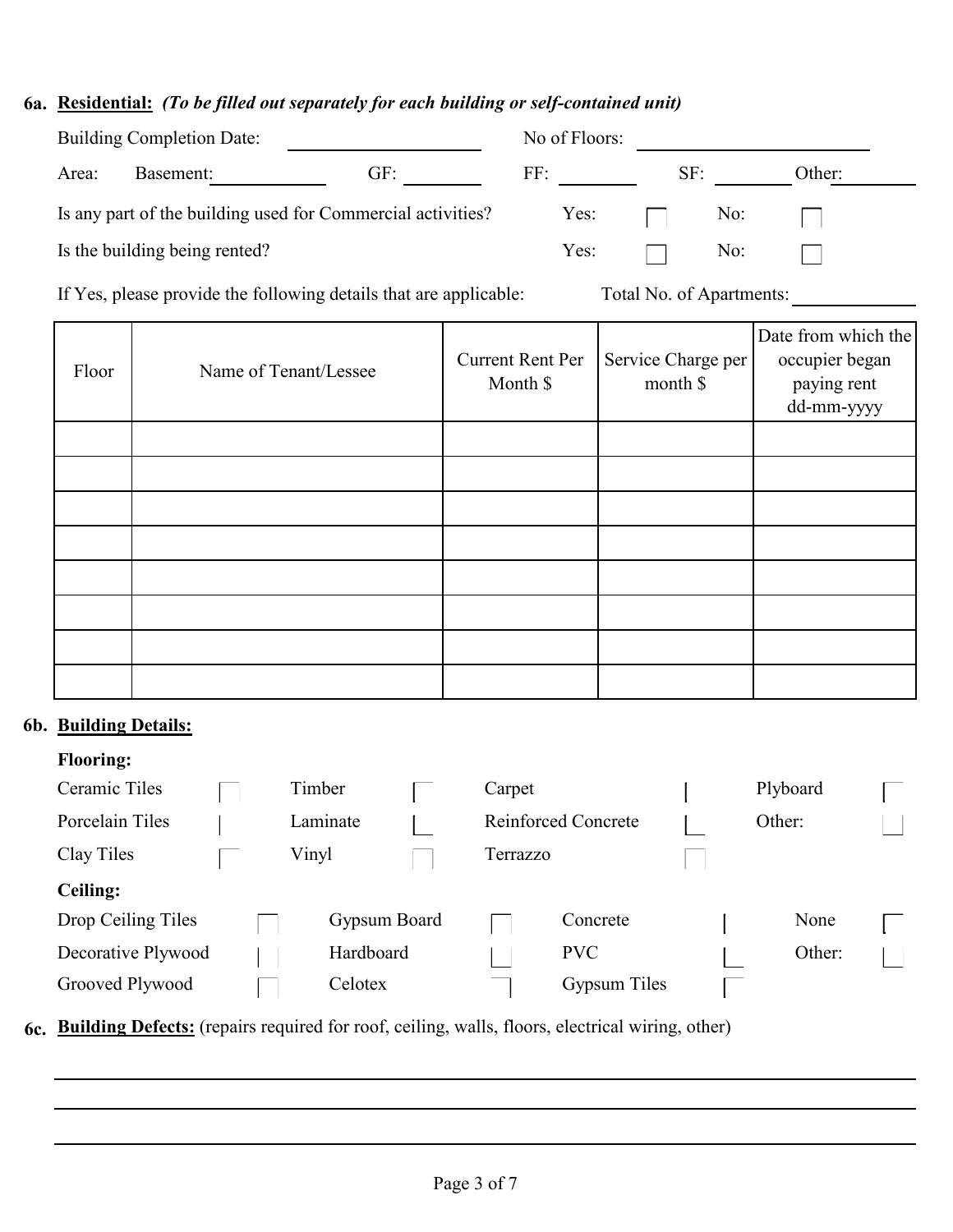**6a. Residential:** ***(To be filled out separately for each building or self-contained unit)***

Building Completion Date: ____________________ No of Floors: ____________________

Area: Basement: __________ GF: __________ FF: __________ SF: __________ Other: __________

Is any part of the building used for Commercial activities? Yes: ☐ No: ☐

Is the building being rented? Yes: ☐ No: ☐

If Yes, please provide the following details that are applicable: Total No. of Apartments: __________

| Floor | Name of Tenant/Lessee | Current Rent Per Month $ | Service Charge per month $ | Date from which the occupier began paying rent dd-mm-yyyy |
|---|---|---|---|---|
| | | | | |
| | | | | |
| | | | | |
| | | | | |
| | | | | |
| | | | | |
| | | | | |
| | | | | |

**6b. Building Details:**

**Flooring:**

| | | | | | | | |
|---|---|---|---|---|---|---|---|
| Ceramic Tiles | ☐ | Timber | ☐ | Carpet | ☐ | Plyboard | ☐ |
| Porcelain Tiles | ☐ | Laminate | ☐ | Reinforced Concrete | ☐ | Other: | ☐ |
| Clay Tiles | ☐ | Vinyl | ☐ | Terrazzo | ☐ | | |

**Ceiling:**

| | | | | | | | |
|---|---|---|---|---|---|---|---|
| Drop Ceiling Tiles | ☐ | Gypsum Board | ☐ | Concrete | ☐ | None | ☐ |
| Decorative Plywood | ☐ | Hardboard | ☐ | PVC | ☐ | Other: | ☐ |
| Grooved Plywood | ☐ | Celotex | ☐ | Gypsum Tiles | ☐ | | |

**6c. Building Defects:** (repairs required for roof, ceiling, walls, floors, electrical wiring, other)

______________________________________________________________________

______________________________________________________________________

______________________________________________________________________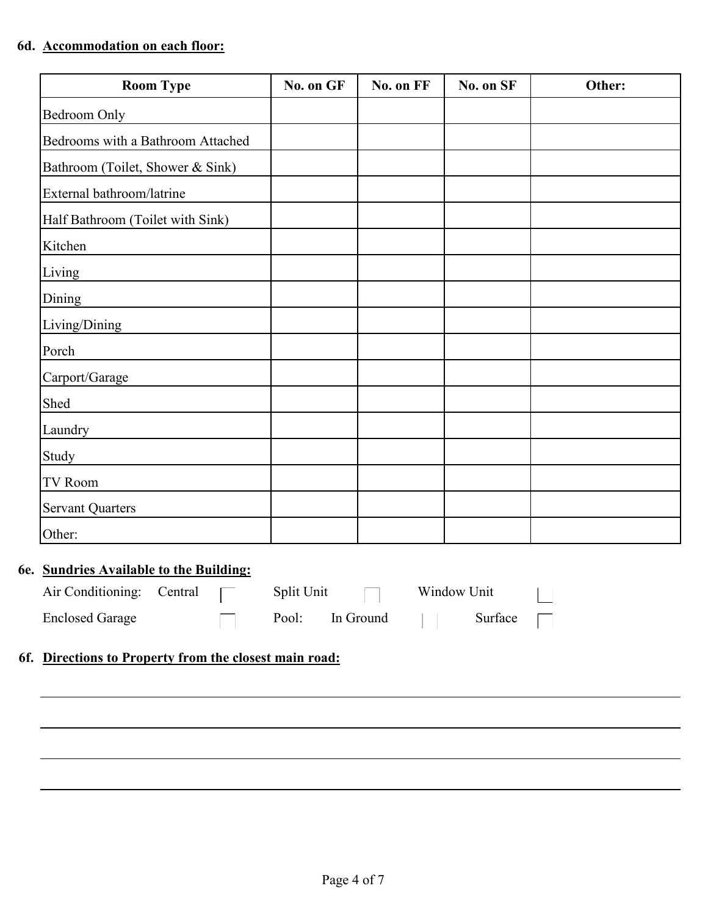**6d. Accommodation on each floor:**

| Room Type | No. on GF | No. on FF | No. on SF | Other: |
|---|---|---|---|---|
| Bedroom Only | | | | |
| Bedrooms with a Bathroom Attached | | | | |
| Bathroom (Toilet, Shower & Sink) | | | | |
| External bathroom/latrine | | | | |
| Half Bathroom (Toilet with Sink) | | | | |
| Kitchen | | | | |
| Living | | | | |
| Dining | | | | |
| Living/Dining | | | | |
| Porch | | | | |
| Carport/Garage | | | | |
| Shed | | | | |
| Laundry | | | | |
| Study | | | | |
| TV Room | | | | |
| Servant Quarters | | | | |
| Other: | | | | |

**6e. Sundries Available to the Building:**

Air Conditioning: Central ☐ Split Unit ☐ Window Unit ☐

Enclosed Garage ☐ Pool: In Ground ☐ Surface ☐

**6f. Directions to Property from the closest main road:**

\_\_\_\_\_\_\_\_\_\_\_\_\_\_\_\_\_\_\_\_\_\_\_\_\_\_\_\_\_\_\_\_\_\_\_\_\_\_\_\_\_\_\_\_\_\_\_\_\_\_\_\_\_\_\_\_\_\_\_\_\_\_\_\_\_\_\_\_\_\_

\_\_\_\_\_\_\_\_\_\_\_\_\_\_\_\_\_\_\_\_\_\_\_\_\_\_\_\_\_\_\_\_\_\_\_\_\_\_\_\_\_\_\_\_\_\_\_\_\_\_\_\_\_\_\_\_\_\_\_\_\_\_\_\_\_\_\_\_\_\_

\_\_\_\_\_\_\_\_\_\_\_\_\_\_\_\_\_\_\_\_\_\_\_\_\_\_\_\_\_\_\_\_\_\_\_\_\_\_\_\_\_\_\_\_\_\_\_\_\_\_\_\_\_\_\_\_\_\_\_\_\_\_\_\_\_\_\_\_\_\_

\_\_\_\_\_\_\_\_\_\_\_\_\_\_\_\_\_\_\_\_\_\_\_\_\_\_\_\_\_\_\_\_\_\_\_\_\_\_\_\_\_\_\_\_\_\_\_\_\_\_\_\_\_\_\_\_\_\_\_\_\_\_\_\_\_\_\_\_\_\_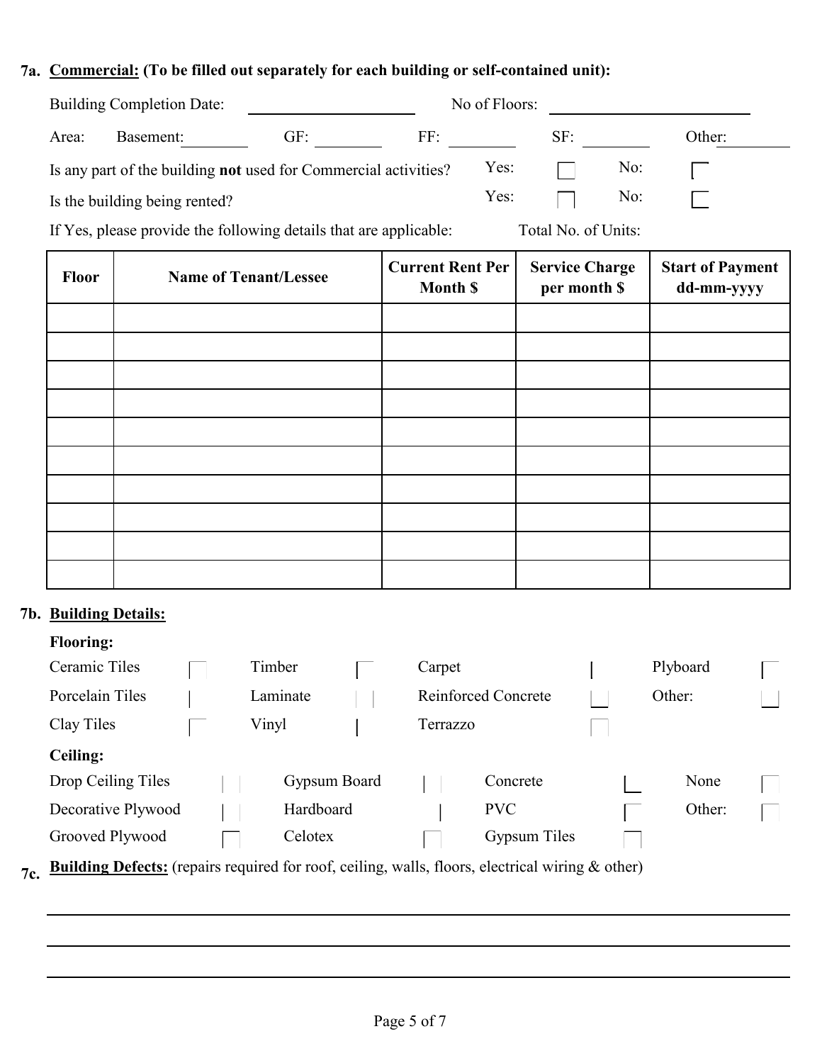**7a. Commercial: (To be filled out separately for each building or self-contained unit):**

Building Completion Date: ____________________ No of Floors: ________________________

Area: Basement: ________ GF: ________ FF: ________ SF: ________ Other: ________

Is any part of the building **not** used for Commercial activities? Yes: ☐ No: ☐

Is the building being rented? Yes: ☐ No: ☐

If Yes, please provide the following details that are applicable: Total No. of Units:

| Floor | Name of Tenant/Lessee | Current Rent Per Month $ | Service Charge per month $ | Start of Payment dd-mm-yyyy |
|---|---|---|---|---|
| | | | | |
| | | | | |
| | | | | |
| | | | | |
| | | | | |
| | | | | |
| | | | | |
| | | | | |
| | | | | |
| | | | | |

**7b. Building Details:**

**Flooring:**

Ceramic Tiles ☐ Timber ☐ Carpet ☐ Plyboard ☐

Porcelain Tiles ☐ Laminate ☐ Reinforced Concrete ☐ Other: ☐

Clay Tiles ☐ Vinyl ☐ Terrazzo ☐

**Ceiling:**

Drop Ceiling Tiles ☐ Gypsum Board ☐ Concrete ☐ None ☐

Decorative Plywood ☐ Hardboard ☐ PVC ☐ Other: ☐

Grooved Plywood ☐ Celotex ☐ Gypsum Tiles ☐

**7c. Building Defects:** (repairs required for roof, ceiling, walls, floors, electrical wiring & other)

______________________________________________________________________________

______________________________________________________________________________

______________________________________________________________________________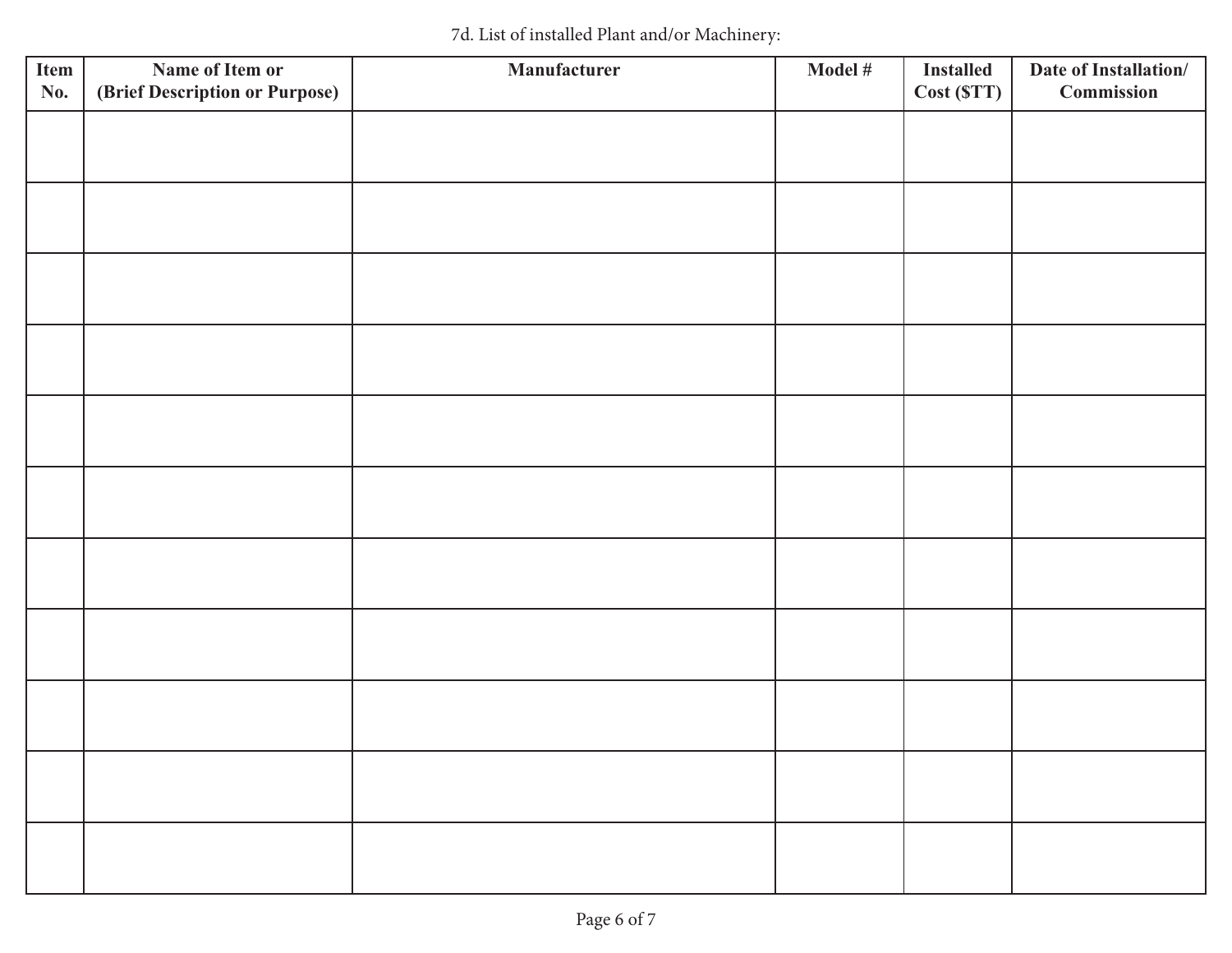7d. List of installed Plant and/or Machinery:

| Item No. | Name of Item or (Brief Description or Purpose) | Manufacturer | Model # | Installed Cost ($TT) | Date of Installation/ Commission |
|---|---|---|---|---|---|
| | | | | | |
| | | | | | |
| | | | | | |
| | | | | | |
| | | | | | |
| | | | | | |
| | | | | | |
| | | | | | |
| | | | | | |
| | | | | | |
| | | | | | |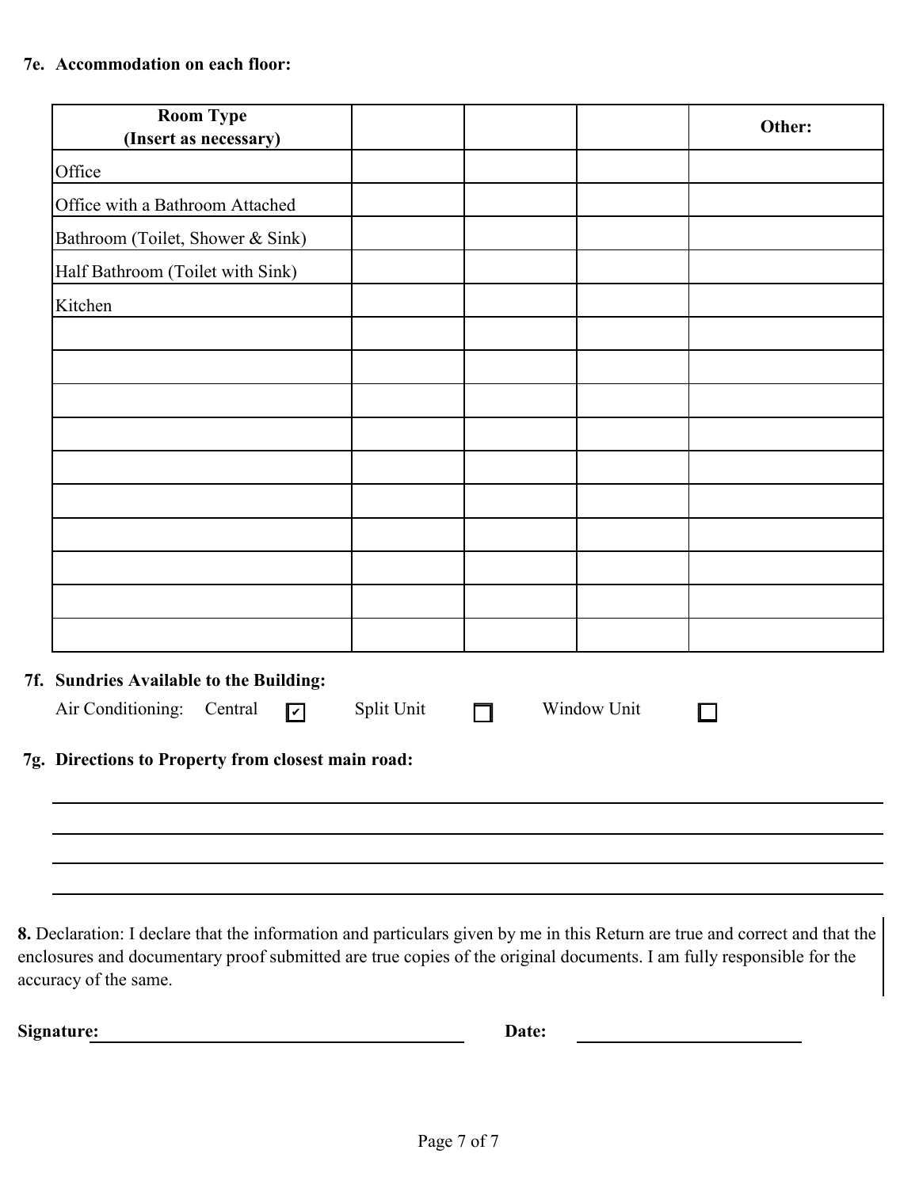**7e. Accommodation on each floor:**

| Room Type (Insert as necessary) | | | | Other: |
|---|---|---|---|---|
| Office | | | | |
| Office with a Bathroom Attached | | | | |
| Bathroom (Toilet, Shower & Sink) | | | | |
| Half Bathroom (Toilet with Sink) | | | | |
| Kitchen | | | | |
| | | | | |
| | | | | |
| | | | | |
| | | | | |
| | | | | |
| | | | | |
| | | | | |
| | | | | |
| | | | | |
| | | | | |

**7f. Sundries Available to the Building:**

Air Conditioning: Central ☑ Split Unit ☐ Window Unit ☐

**7g. Directions to Property from closest main road:**

\_\_\_\_\_\_\_\_\_\_\_\_\_\_\_\_\_\_\_\_\_\_\_\_\_\_\_\_\_\_\_\_\_\_\_\_\_\_\_\_\_\_\_\_\_\_\_\_\_\_\_\_\_\_\_\_

\_\_\_\_\_\_\_\_\_\_\_\_\_\_\_\_\_\_\_\_\_\_\_\_\_\_\_\_\_\_\_\_\_\_\_\_\_\_\_\_\_\_\_\_\_\_\_\_\_\_\_\_\_\_\_\_

\_\_\_\_\_\_\_\_\_\_\_\_\_\_\_\_\_\_\_\_\_\_\_\_\_\_\_\_\_\_\_\_\_\_\_\_\_\_\_\_\_\_\_\_\_\_\_\_\_\_\_\_\_\_\_\_

\_\_\_\_\_\_\_\_\_\_\_\_\_\_\_\_\_\_\_\_\_\_\_\_\_\_\_\_\_\_\_\_\_\_\_\_\_\_\_\_\_\_\_\_\_\_\_\_\_\_\_\_\_\_\_\_

**8.** Declaration: I declare that the information and particulars given by me in this Return are true and correct and that the enclosures and documentary proof submitted are true copies of the original documents. I am fully responsible for the accuracy of the same.

**Signature:** \_\_\_\_\_\_\_\_\_\_\_\_\_\_\_\_\_\_\_\_\_\_\_\_\_\_\_\_\_\_ **Date:** \_\_\_\_\_\_\_\_\_\_\_\_\_\_\_\_\_\_